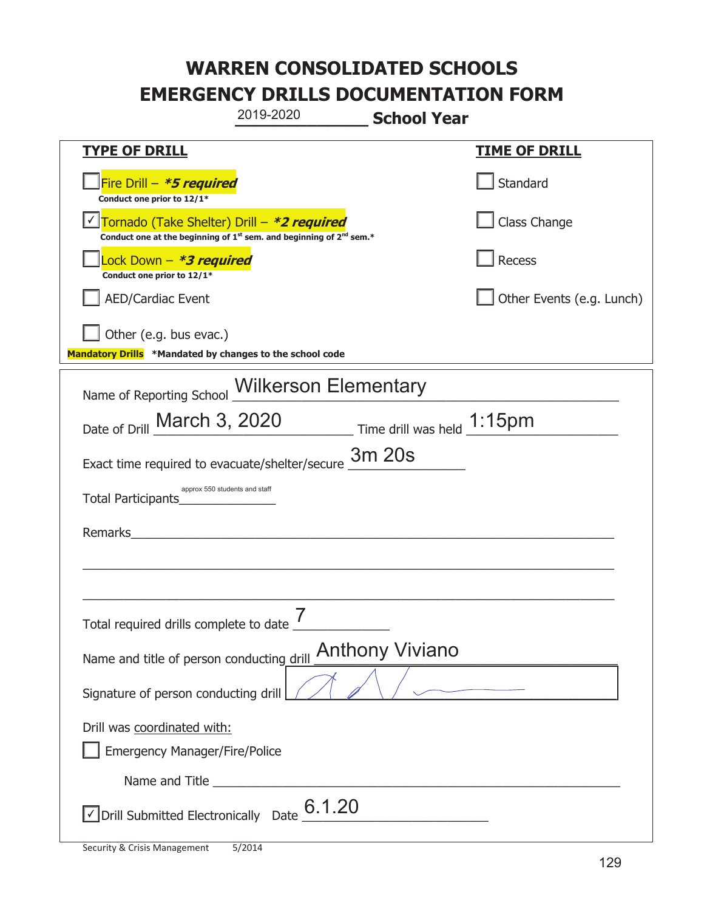# WARREN CONSOLIDATED SCHOOLS
# EMERGENCY DRILLS DOCUMENTATION FORM

2019-2020 **School Year**

| **TYPE OF DRILL** | **TIME OF DRILL** |
|---|---|
| ☐ Fire Drill – ***5 required*** <br> **Conduct one prior to 12/1*** | ☐ Standard |
| ☑ Tornado (Take Shelter) Drill – ***2 required*** <br> **Conduct one at the beginning of 1st sem. and beginning of 2nd sem.*** | ☐ Class Change |
| ☐ Lock Down – ***3 required*** <br> **Conduct one prior to 12/1*** | ☐ Recess |
| ☐ AED/Cardiac Event | ☐ Other Events (e.g. Lunch) |
| ☐ Other (e.g. bus evac.) | |

**Mandatory Drills** ***Mandated by changes to the school code**

Name of Reporting School: Wilkerson Elementary

Date of Drill: March 3, 2020 Time drill was held: 1:15pm

Exact time required to evacuate/shelter/secure: 3m 20s

Total Participants: approx 550 students and staff

Remarks: ______________________________________________

Total required drills complete to date: 7

Name and title of person conducting drill: Anthony Viviano

Signature of person conducting drill: [signature]

Drill was coordinated with:

☐ Emergency Manager/Fire/Police

Name and Title ______________________________________________

☑ Drill Submitted Electronically Date 6.1.20

Security & Crisis Management 5/2014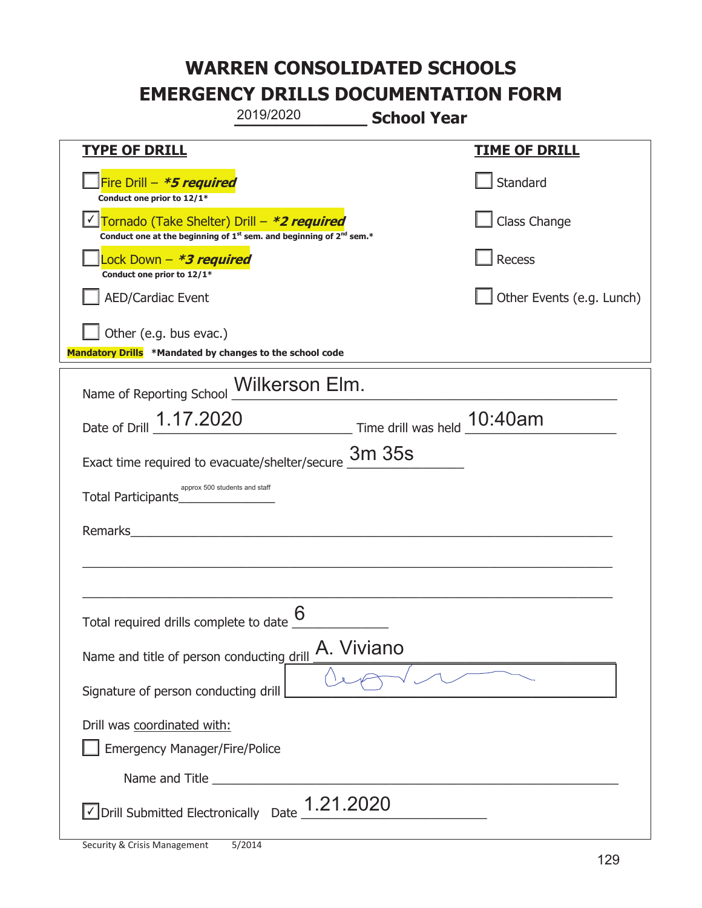# WARREN CONSOLIDATED SCHOOLS
# EMERGENCY DRILLS DOCUMENTATION FORM

2019/2020 **School Year**

| **TYPE OF DRILL** | **TIME OF DRILL** |
|---|---|
| ☐ Fire Drill – ***5 required** <br> **Conduct one prior to 12/1*** | ☐ Standard |
| ☑ Tornado (Take Shelter) Drill – ***2 required** <br> **Conduct one at the beginning of 1st sem. and beginning of 2nd sem.*** | ☐ Class Change |
| ☐ Lock Down – ***3 required** <br> **Conduct one prior to 12/1*** | ☐ Recess |
| ☐ AED/Cardiac Event | ☐ Other Events (e.g. Lunch) |
| ☐ Other (e.g. bus evac.) | |

**Mandatory Drills** ***Mandated by changes to the school code**

Name of Reporting School: Wilkerson Elm.

Date of Drill: 1.17.2020 Time drill was held: 10:40am

Exact time required to evacuate/shelter/secure: 3m 35s

Total Participants: approx 500 students and staff

Remarks:

Total required drills complete to date: 6

Name and title of person conducting drill: A. Viviano

Signature of person conducting drill: [signature]

Drill was coordinated with:

☐ Emergency Manager/Fire/Police

Name and Title:

☑ Drill Submitted Electronically Date: 1.21.2020

Security & Crisis Management 5/2014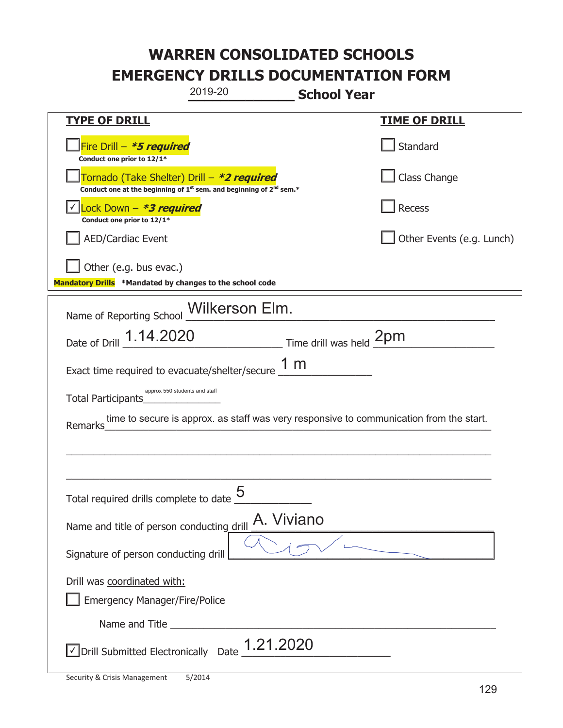# WARREN CONSOLIDATED SCHOOLS
# EMERGENCY DRILLS DOCUMENTATION FORM

2019-20 **School Year**

| **TYPE OF DRILL** | **TIME OF DRILL** |
|---|---|
| ☐ Fire Drill – ***5 required** <br> **Conduct one prior to 12/1*** | ☐ Standard |
| ☐ Tornado (Take Shelter) Drill – ***2 required** <br> **Conduct one at the beginning of 1st sem. and beginning of 2nd sem.*** | ☐ Class Change |
| ☑ Lock Down – ***3 required** <br> **Conduct one prior to 12/1*** | ☐ Recess |
| ☐ AED/Cardiac Event | ☐ Other Events (e.g. Lunch) |
| ☐ Other (e.g. bus evac.) | |

**Mandatory Drills** **\*Mandated by changes to the school code**

Name of Reporting School: Wilkerson Elm.

Date of Drill: 1.14.2020 Time drill was held: 2pm

Exact time required to evacuate/shelter/secure: 1 m

Total Participants: approx 550 students and staff

Remarks: time to secure is approx. as staff was very responsive to communication from the start.

Total required drills complete to date: 5

Name and title of person conducting drill: A. Viviano

Signature of person conducting drill: [signature]

Drill was coordinated with:

☐ Emergency Manager/Fire/Police

Name and Title: ______

☑ Drill Submitted Electronically Date: 1.21.2020

Security & Crisis Management 5/2014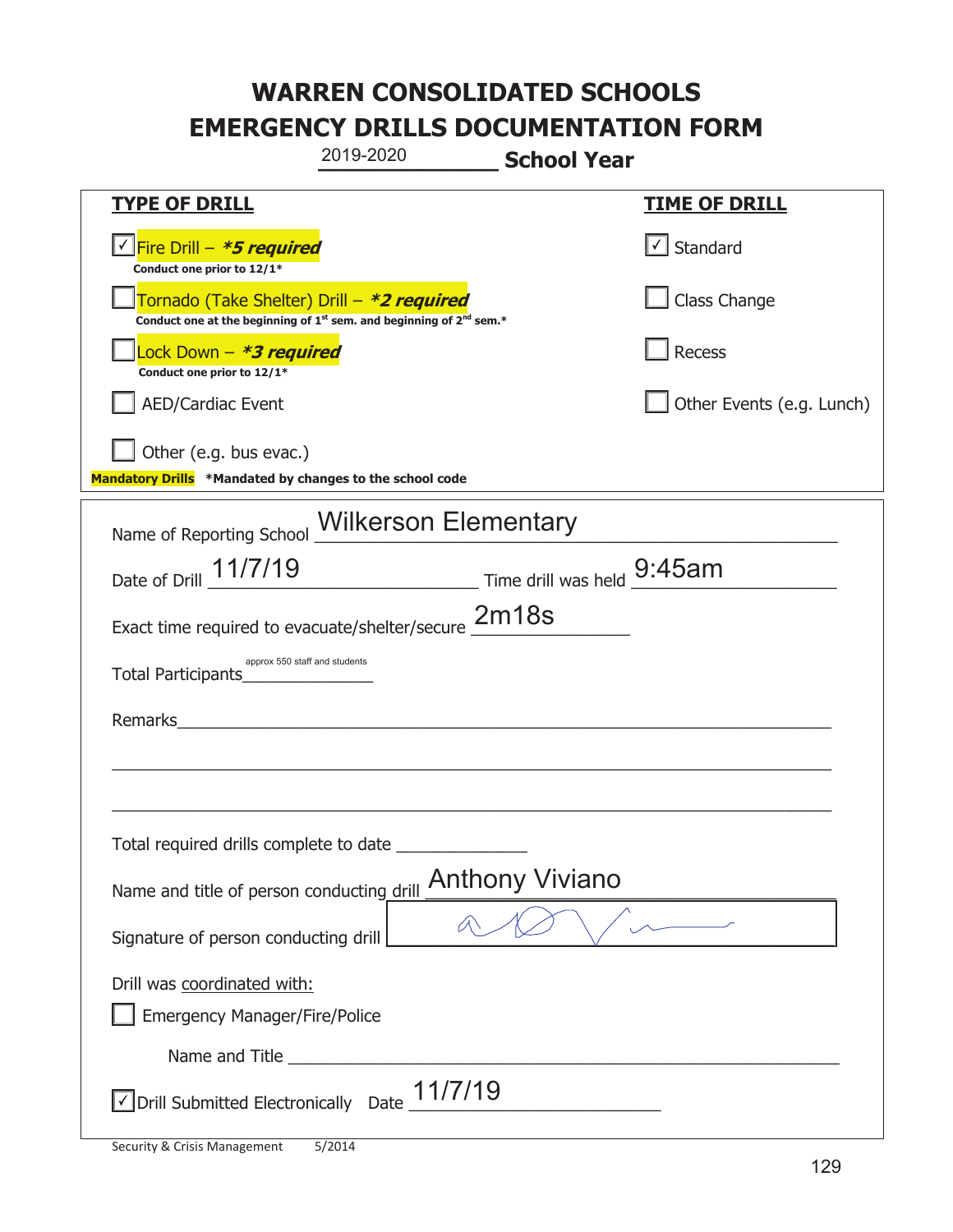# WARREN CONSOLIDATED SCHOOLS
# EMERGENCY DRILLS DOCUMENTATION FORM

2019-2020 **School Year**

| **TYPE OF DRILL** | **TIME OF DRILL** |
|---|---|
| ☑ Fire Drill – ***5 required*** <br> **Conduct one prior to 12/1*** | ☑ Standard |
| ☐ Tornado (Take Shelter) Drill – ***2 required*** <br> **Conduct one at the beginning of 1st sem. and beginning of 2nd sem.*** | ☐ Class Change |
| ☐ Lock Down – ***3 required*** <br> **Conduct one prior to 12/1*** | ☐ Recess |
| ☐ AED/Cardiac Event | ☐ Other Events (e.g. Lunch) |
| ☐ Other (e.g. bus evac.) | |

**Mandatory Drills** ***Mandated by changes to the school code**

Name of Reporting School: Wilkerson Elementary

Date of Drill: 11/7/19 Time drill was held: 9:45am

Exact time required to evacuate/shelter/secure: 2m18s

Total Participants: approx 550 staff and students

Remarks: ______________________________

Total required drills complete to date: __________

Name and title of person conducting drill: Anthony Viviano

Signature of person conducting drill: [signature]

Drill was coordinated with:

☐ Emergency Manager/Fire/Police

Name and Title: ______________________________

☑ Drill Submitted Electronically Date: 11/7/19

Security & Crisis Management 5/2014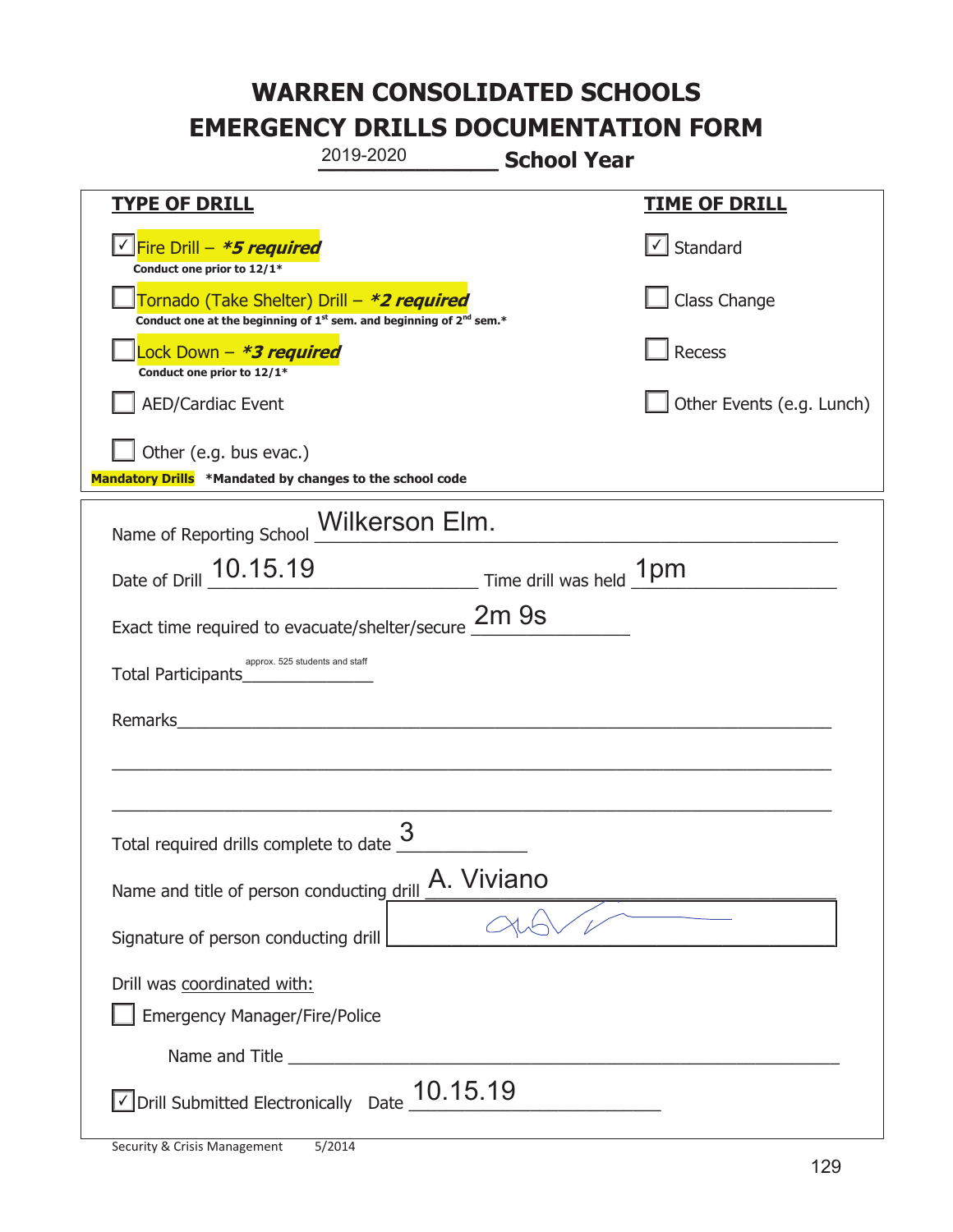# WARREN CONSOLIDATED SCHOOLS
# EMERGENCY DRILLS DOCUMENTATION FORM

2019-2020 **School Year**

| **TYPE OF DRILL** | **TIME OF DRILL** |
|---|---|
| ☑ Fire Drill – ***5 required*** Conduct one prior to 12/1* | ☑ Standard |
| ☐ Tornado (Take Shelter) Drill – ***2 required*** Conduct one at the beginning of 1st sem. and beginning of 2nd sem.* | ☐ Class Change |
| ☐ Lock Down – ***3 required*** Conduct one prior to 12/1* | ☐ Recess |
| ☐ AED/Cardiac Event | ☐ Other Events (e.g. Lunch) |
| ☐ Other (e.g. bus evac.) | |

**Mandatory Drills** ***Mandated by changes to the school code**

Name of Reporting School: Wilkerson Elm.

Date of Drill: 10.15.19 Time drill was held: 1pm

Exact time required to evacuate/shelter/secure: 2m 9s

Total Participants: approx. 525 students and staff

Remarks: ______________________________

Total required drills complete to date: 3

Name and title of person conducting drill: A. Viviano

Signature of person conducting drill: [signature]

Drill was coordinated with:

☐ Emergency Manager/Fire/Police

Name and Title ______________________________

☑ Drill Submitted Electronically Date: 10.15.19

Security & Crisis Management 5/2014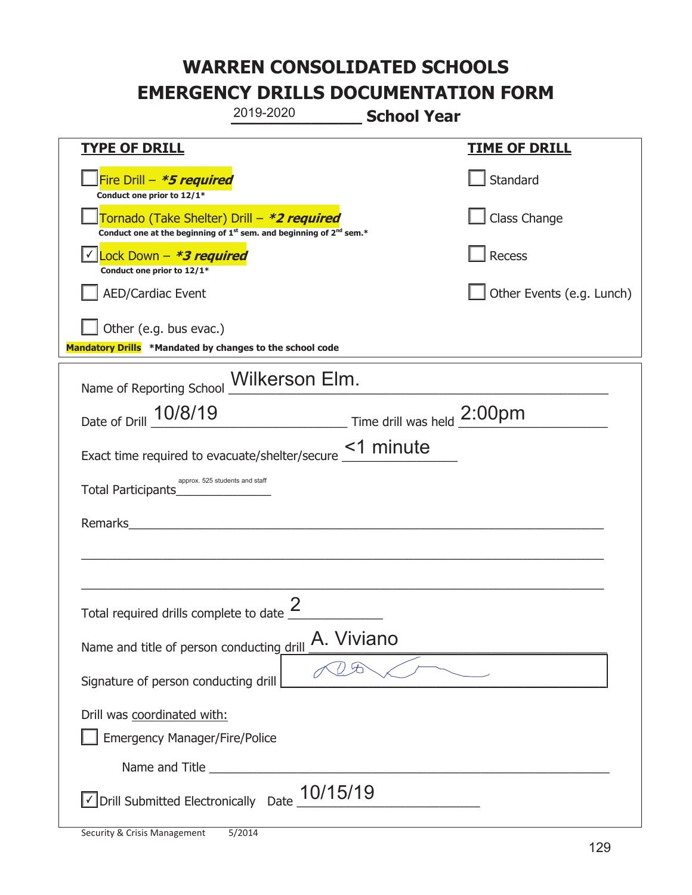# WARREN CONSOLIDATED SCHOOLS
# EMERGENCY DRILLS DOCUMENTATION FORM

2019-2020 **School Year**

| **TYPE OF DRILL** | **TIME OF DRILL** |
|---|---|
| ☐ Fire Drill – ***5 required*** <br> **Conduct one prior to 12/1*** | ☐ Standard |
| ☐ Tornado (Take Shelter) Drill – ***2 required*** <br> **Conduct one at the beginning of 1st sem. and beginning of 2nd sem.*** | ☐ Class Change |
| ☑ Lock Down – ***3 required*** <br> **Conduct one prior to 12/1*** | ☐ Recess |
| ☐ AED/Cardiac Event | ☐ Other Events (e.g. Lunch) |
| ☐ Other (e.g. bus evac.) | |

**Mandatory Drills** **\*Mandated by changes to the school code**

Name of Reporting School: Wilkerson Elm.

Date of Drill: 10/8/19 Time drill was held: 2:00pm

Exact time required to evacuate/shelter/secure: <1 minute

Total Participants: approx. 525 students and staff

Remarks: ______________________________

Total required drills complete to date: 2

Name and title of person conducting drill: A. Viviano

Signature of person conducting drill: [signature]

Drill was coordinated with:

☐ Emergency Manager/Fire/Police

Name and Title ______________________________

☑ Drill Submitted Electronically Date: 10/15/19

Security & Crisis Management 5/2014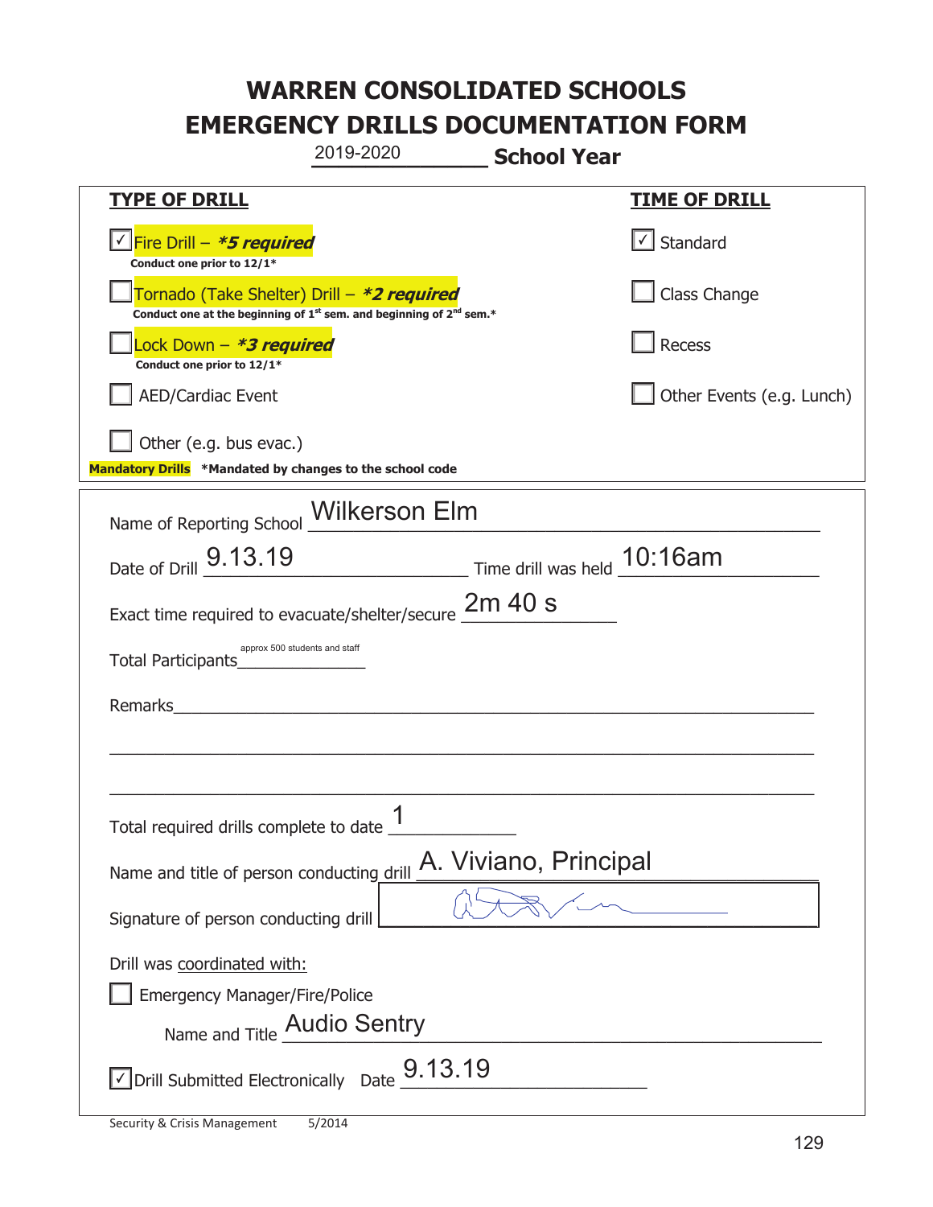# WARREN CONSOLIDATED SCHOOLS
# EMERGENCY DRILLS DOCUMENTATION FORM

2019-2020 **School Year**

| **TYPE OF DRILL** | **TIME OF DRILL** |
|---|---|
| ☑ Fire Drill – ***5 required*** <br> **Conduct one prior to 12/1*** | ☑ Standard |
| ☐ Tornado (Take Shelter) Drill – ***2 required*** <br> **Conduct one at the beginning of 1st sem. and beginning of 2nd sem.*** | ☐ Class Change |
| ☐ Lock Down – ***3 required*** <br> **Conduct one prior to 12/1*** | ☐ Recess |
| ☐ AED/Cardiac Event | ☐ Other Events (e.g. Lunch) |
| ☐ Other (e.g. bus evac.) | |

**Mandatory Drills** ***Mandated by changes to the school code**

Name of Reporting School: Wilkerson Elm

Date of Drill: 9.13.19 Time drill was held: 10:16am

Exact time required to evacuate/shelter/secure: 2m 40 s

Total Participants: approx 500 students and staff

Remarks: ______________________________

Total required drills complete to date: 1

Name and title of person conducting drill: A. Viviano, Principal

Signature of person conducting drill: [signature]

Drill was coordinated with:

☐ Emergency Manager/Fire/Police

Name and Title: Audio Sentry

☑ Drill Submitted Electronically Date: 9.13.19

Security & Crisis Management 5/2014